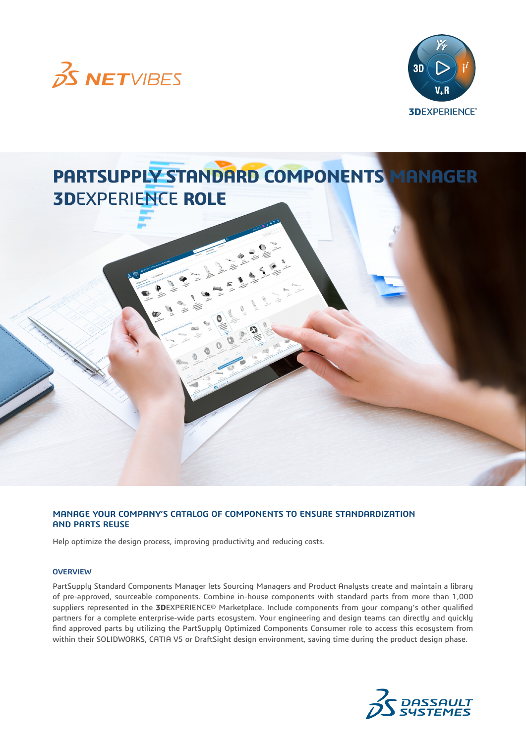# PARTSUPPLY STANDARD COMPONENTS MANAGER
## 3DEXPERIENCE ROLE

### MANAGE YOUR COMPANY'S CATALOG OF COMPONENTS TO ENSURE STANDARDIZATION AND PARTS REUSE

Help optimize the design process, improving productivity and reducing costs.

#### OVERVIEW

PartSupply Standard Components Manager lets Sourcing Managers and Product Analysts create and maintain a library of pre-approved, sourceable components. Combine in-house components with standard parts from more than 1,000 suppliers represented in the **3D**EXPERIENCE® Marketplace. Include components from your company's other qualified partners for a complete enterprise-wide parts ecosystem. Your engineering and design teams can directly and quickly find approved parts by utilizing the PartSupply Optimized Components Consumer role to access this ecosystem from within their SOLIDWORKS, CATIA V5 or DraftSight design environment, saving time during the product design phase.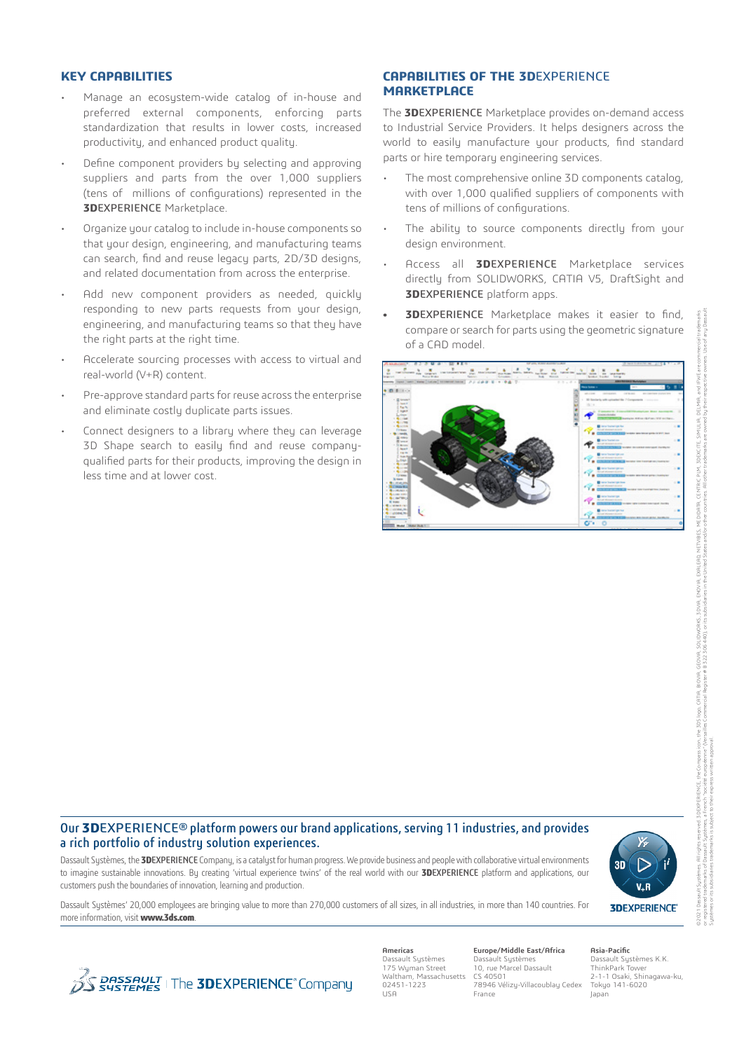## KEY CAPABILITIES

- Manage an ecosystem-wide catalog of in-house and preferred external components, enforcing parts standardization that results in lower costs, increased productivity, and enhanced product quality.
- Define component providers by selecting and approving suppliers and parts from the over 1,000 suppliers (tens of millions of configurations) represented in the **3D**EXPERIENCE Marketplace.
- Organize your catalog to include in-house components so that your design, engineering, and manufacturing teams can search, find and reuse legacy parts, 2D/3D designs, and related documentation from across the enterprise.
- Add new component providers as needed, quickly responding to new parts requests from your design, engineering, and manufacturing teams so that they have the right parts at the right time.
- Accelerate sourcing processes with access to virtual and real-world (V+R) content.
- Pre-approve standard parts for reuse across the enterprise and eliminate costly duplicate parts issues.
- Connect designers to a library where they can leverage 3D Shape search to easily find and reuse company-qualified parts for their products, improving the design in less time and at lower cost.

## CAPABILITIES OF THE 3DEXPERIENCE MARKETPLACE

The **3D**EXPERIENCE Marketplace provides on-demand access to Industrial Service Providers. It helps designers across the world to easily manufacture your products, find standard parts or hire temporary engineering services.

- The most comprehensive online 3D components catalog, with over 1,000 qualified suppliers of components with tens of millions of configurations.
- The ability to source components directly from your design environment.
- Access all **3D**EXPERIENCE Marketplace services directly from SOLIDWORKS, CATIA V5, DraftSight and **3D**EXPERIENCE platform apps.
- **3D**EXPERIENCE Marketplace makes it easier to find, compare or search for parts using the geometric signature of a CAD model.

### Our 3DEXPERIENCE® platform powers our brand applications, serving 11 industries, and provides a rich portfolio of industry solution experiences.

Dassault Systèmes, the **3D**EXPERIENCE Company, is a catalyst for human progress. We provide business and people with collaborative virtual environments to imagine sustainable innovations. By creating 'virtual experience twins' of the real world with our **3D**EXPERIENCE platform and applications, our customers push the boundaries of innovation, learning and production.

Dassault Systèmes' 20,000 employees are bringing value to more than 270,000 customers of all sizes, in all industries, in more than 140 countries. For more information, visit **www.3ds.com**.

DASSAULT SYSTEMES | The **3D**EXPERIENCE® Company

**Americas**
Dassault Systèmes
175 Wyman Street
Waltham, Massachusetts
02451-1223
USA

**Europe/Middle East/Africa**
Dassault Systèmes
10, rue Marcel Dassault
CS 40501
78946 Vélizy-Villacoublay Cedex
France

**Asia-Pacific**
Dassault Systèmes K.K.
ThinkPark Tower
2-1-1 Osaki, Shinagawa-ku,
Tokyo 141-6020
Japan